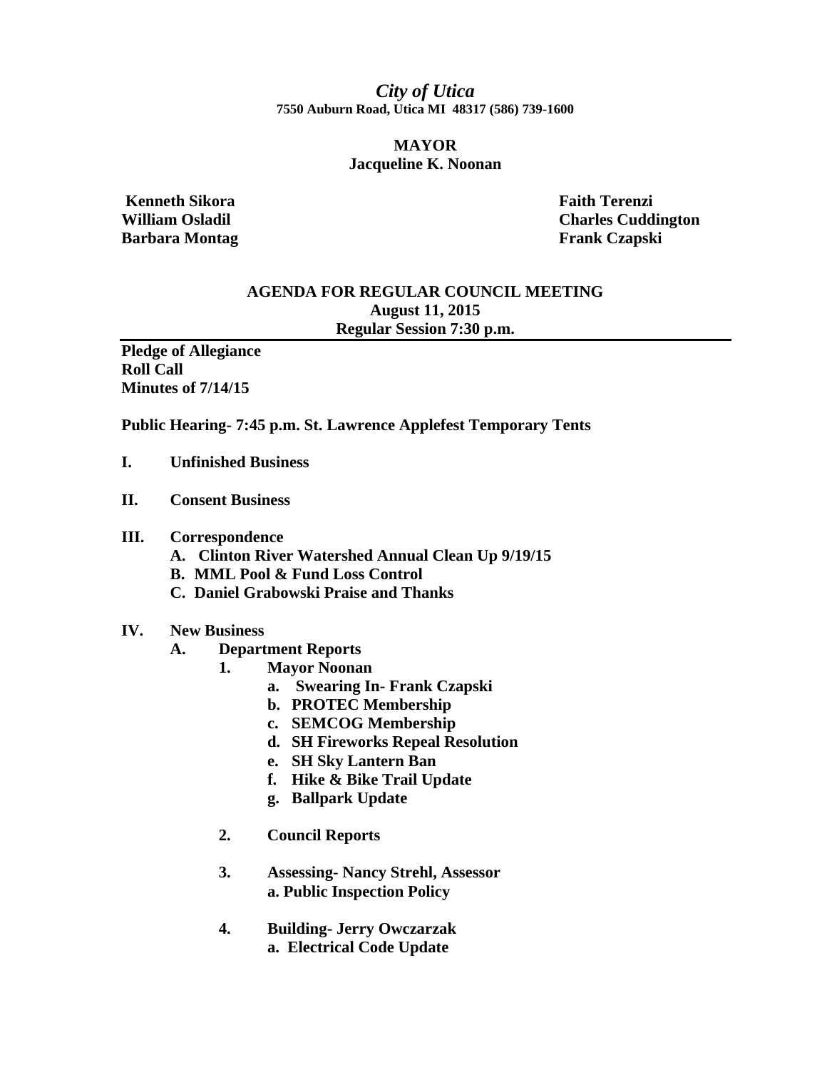*City of Utica*

**7550 Auburn Road, Utica MI 48317 (586) 739-1600**

**MAYOR**

**Jacqueline K. Noonan**

**Kenneth Sikora**
**William Osladil**
**Barbara Montag**
**Faith Terenzi**
**Charles Cuddington**
**Frank Czapski**

**AGENDA FOR REGULAR COUNCIL MEETING**
**August 11, 2015**
**Regular Session 7:30 p.m.**

---

**Pledge of Allegiance**
**Roll Call**
**Minutes of 7/14/15**

**Public Hearing- 7:45 p.m. St. Lawrence Applefest Temporary Tents**

**I. Unfinished Business**

**II. Consent Business**

**III. Correspondence**
- **A. Clinton River Watershed Annual Clean Up 9/19/15**
- **B. MML Pool & Fund Loss Control**
- **C. Daniel Grabowski Praise and Thanks**

**IV. New Business**
- **A. Department Reports**
  - **1. Mayor Noonan**
    - **a. Swearing In- Frank Czapski**
    - **b. PROTEC Membership**
    - **c. SEMCOG Membership**
    - **d. SH Fireworks Repeal Resolution**
    - **e. SH Sky Lantern Ban**
    - **f. Hike & Bike Trail Update**
    - **g. Ballpark Update**
  - **2. Council Reports**
  - **3. Assessing- Nancy Strehl, Assessor**
    - **a. Public Inspection Policy**
  - **4. Building- Jerry Owczarzak**
    - **a. Electrical Code Update**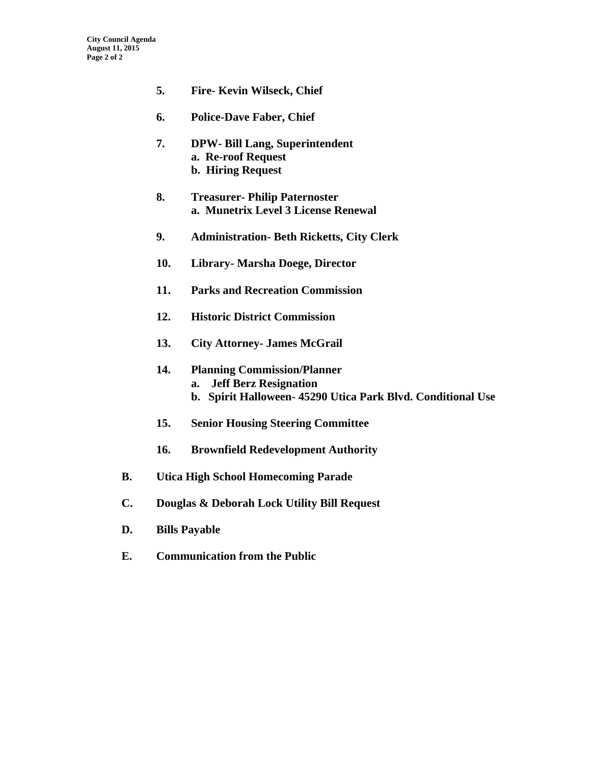5. **Fire- Kevin Wilseck, Chief**

6. **Police-Dave Faber, Chief**

7. **DPW- Bill Lang, Superintendent**
   a. **Re-roof Request**
   b. **Hiring Request**

8. **Treasurer- Philip Paternoster**
   a. **Munetrix Level 3 License Renewal**

9. **Administration- Beth Ricketts, City Clerk**

10. **Library- Marsha Doege, Director**

11. **Parks and Recreation Commission**

12. **Historic District Commission**

13. **City Attorney- James McGrail**

14. **Planning Commission/Planner**
    a. **Jeff Berz Resignation**
    b. **Spirit Halloween- 45290 Utica Park Blvd. Conditional Use**

15. **Senior Housing Steering Committee**

16. **Brownfield Redevelopment Authority**

**B.** **Utica High School Homecoming Parade**

**C.** **Douglas & Deborah Lock Utility Bill Request**

**D.** **Bills Payable**

**E.** **Communication from the Public**